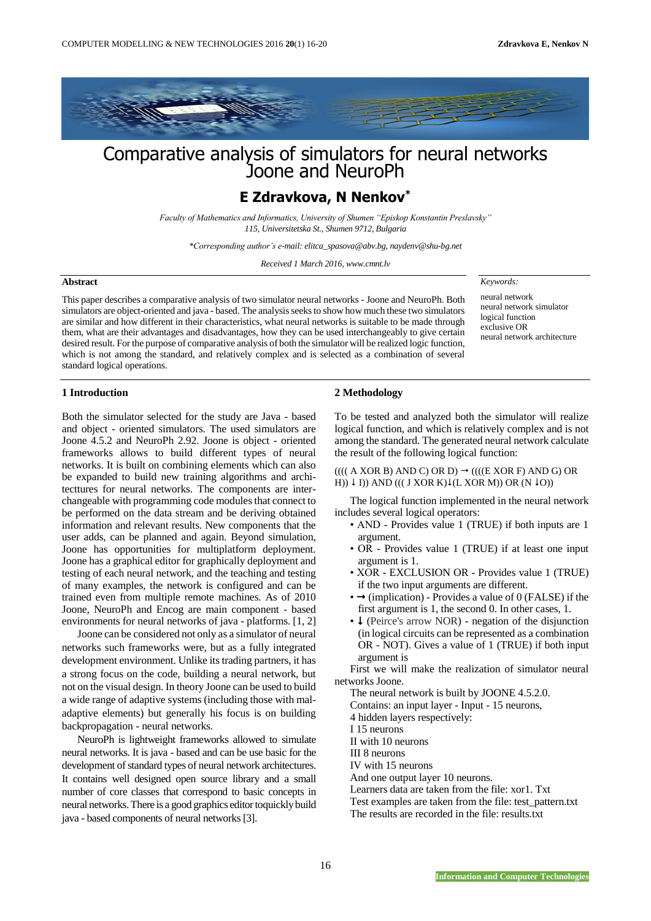# Comparative analysis of simulators for neural networks Joone and NeuroPh

## E Zdravkova, N Nenkov*

*Faculty of Mathematics and Informatics, University of Shumen "Episkop Konstantin Preslavsky" 115, Universitetska St., Shumen 9712, Bulgaria*

*\*Corresponding author's e-mail: elitca_spasova@abv.bg, naydenv@shu-bg.net*

*Received 1 March 2016, www.cmnt.lv*

### Abstract

This paper describes a comparative analysis of two simulator neural networks - Joone and NeuroPh. Both simulators are object-oriented and java - based. The analysis seeks to show how much these two simulators are similar and how different in their characteristics, what neural networks is suitable to be made through them, what are their advantages and disadvantages, how they can be used interchangeably to give certain desired result. For the purpose of comparative analysis of both the simulator will be realized logic function, which is not among the standard, and relatively complex and is selected as a combination of several standard logical operations.

*Keywords:*

neural network
neural network simulator
logical function
exclusive OR
neural network architecture

## 1 Introduction

Both the simulator selected for the study are Java - based and object - oriented simulators. The used simulators are Joone 4.5.2 and NeuroPh 2.92. Joone is object - oriented frameworks allows to build different types of neural networks. It is built on combining elements which can also be expanded to build new training algorithms and architecttures for neural networks. The components are interchangeable with programming code modules that connect to be performed on the data stream and be deriving obtained information and relevant results. New components that the user adds, can be planned and again. Beyond simulation, Joone has opportunities for multiplatform deployment. Joone has a graphical editor for graphically deployment and testing of each neural network, and the teaching and testing of many examples, the network is configured and can be trained even from multiple remote machines. As of 2010 Joone, NeuroPh and Encog are main component - based environments for neural networks of java - platforms. [1, 2]

Joone can be considered not only as a simulator of neural networks such frameworks were, but as a fully integrated development environment. Unlike its trading partners, it has a strong focus on the code, building a neural network, but not on the visual design. In theory Joone can be used to build a wide range of adaptive systems (including those with maladaptive elements) but generally his focus is on building backpropagation - neural networks.

NeuroPh is lightweight frameworks allowed to simulate neural networks. It is java - based and can be use basic for the development of standard types of neural network architectures. It contains well designed open source library and a small number of core classes that correspond to basic concepts in neural networks. There is a good graphics editor toquickly build java - based components of neural networks [3].

## 2 Methodology

To be tested and analyzed both the simulator will realize logical function, and which is relatively complex and is not among the standard. The generated neural network calculate the result of the following logical function:

(((( A XOR B) AND C) OR D) → ((((E XOR F) AND G) OR H)) ↓ I)) AND ((( J XOR K)↓(L XOR M)) OR (N ↓O))

The logical function implemented in the neural network includes several logical operators:

- AND - Provides value 1 (TRUE) if both inputs are 1 argument.
- OR - Provides value 1 (TRUE) if at least one input argument is 1.
- XOR - EXCLUSION OR - Provides value 1 (TRUE) if the two input arguments are different.
- → (implication) - Provides a value of 0 (FALSE) if the first argument is 1, the second 0. In other cases, 1.
- ↓ (Peirce's arrow NOR) - negation of the disjunction (in logical circuits can be represented as a combination OR - NOT). Gives a value of 1 (TRUE) if both input argument is

First we will make the realization of simulator neural networks Joone.

The neural network is built by JOONE 4.5.2.0.
Contains: an input layer - Input - 15 neurons,
4 hidden layers respectively:
I 15 neurons
II with 10 neurons
III 8 neurons
IV with 15 neurons
And one output layer 10 neurons.
Learners data are taken from the file: xor1. Txt
Test examples are taken from the file: test_pattern.txt
The results are recorded in the file: results.txt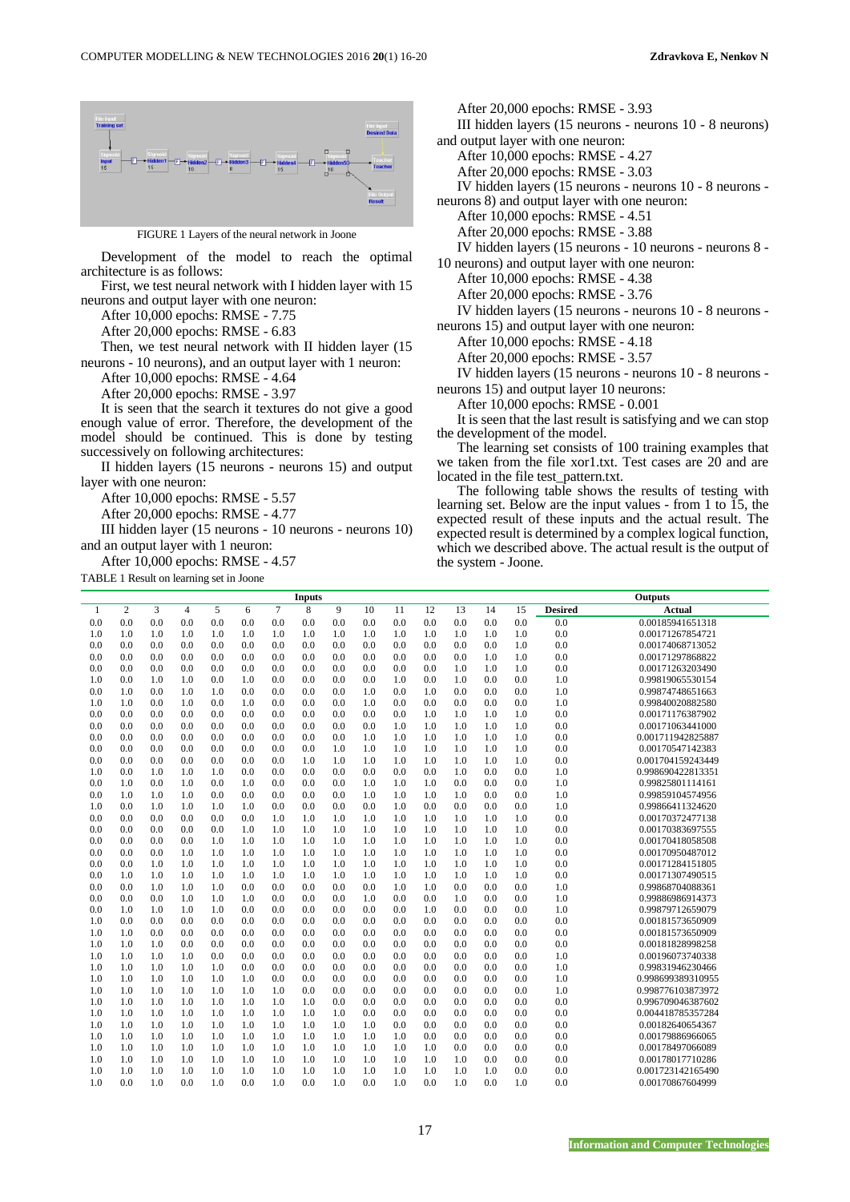FIGURE 1 Layers of the neural network in Joone

Development of the model to reach the optimal architecture is as follows:

First, we test neural network with I hidden layer with 15 neurons and output layer with one neuron:

After 10,000 epochs: RMSE - 7.75

After 20,000 epochs: RMSE - 6.83

Then, we test neural network with II hidden layer (15 neurons - 10 neurons), and an output layer with 1 neuron:

After 10,000 epochs: RMSE - 4.64

After 20,000 epochs: RMSE - 3.97

It is seen that the search it textures do not give a good enough value of error. Therefore, the development of the model should be continued. This is done by testing successively on following architectures:

II hidden layers (15 neurons - neurons 15) and output layer with one neuron:

After 10,000 epochs: RMSE - 5.57

After 20,000 epochs: RMSE - 4.77

III hidden layer (15 neurons - 10 neurons - neurons 10) and an output layer with 1 neuron:

After 10,000 epochs: RMSE - 4.57

After 20,000 epochs: RMSE - 3.93

III hidden layers (15 neurons - neurons 10 - 8 neurons) and output layer with one neuron:

After 10,000 epochs: RMSE - 4.27

After 20,000 epochs: RMSE - 3.03

IV hidden layers (15 neurons - neurons 10 - 8 neurons - neurons 8) and output layer with one neuron:

After 10,000 epochs: RMSE - 4.51

After 20,000 epochs: RMSE - 3.88

IV hidden layers (15 neurons - 10 neurons - neurons 8 - 10 neurons) and output layer with one neuron:

After 10,000 epochs: RMSE - 4.38

After 20,000 epochs: RMSE - 3.76

IV hidden layers (15 neurons - neurons 10 - 8 neurons - neurons 15) and output layer with one neuron:

After 10,000 epochs: RMSE - 4.18

After 20,000 epochs: RMSE - 3.57

IV hidden layers (15 neurons - neurons 10 - 8 neurons - neurons 15) and output layer 10 neurons:

After 10,000 epochs: RMSE - 0.001

It is seen that the last result is satisfying and we can stop the development of the model.

The learning set consists of 100 training examples that we taken from the file xor1.txt. Test cases are 20 and are located in the file test_pattern.txt.

The following table shows the results of testing with learning set. Below are the input values - from 1 to 15, the expected result of these inputs and the actual result. The expected result is determined by a complex logical function, which we described above. The actual result is the output of the system - Joone.

TABLE 1 Result on learning set in Joone

| Inputs | | | | | | | | | | | | | | | Outputs | |
|---|---|---|---|---|---|---|---|---|---|---|---|---|---|---|---|---|
| 1 | 2 | 3 | 4 | 5 | 6 | 7 | 8 | 9 | 10 | 11 | 12 | 13 | 14 | 15 | Desired | Actual |
| 0.0 | 0.0 | 0.0 | 0.0 | 0.0 | 0.0 | 0.0 | 0.0 | 0.0 | 0.0 | 0.0 | 0.0 | 0.0 | 0.0 | 0.0 | 0.0 | 0.00185941651318 |
| 1.0 | 1.0 | 1.0 | 1.0 | 1.0 | 1.0 | 1.0 | 1.0 | 1.0 | 1.0 | 1.0 | 1.0 | 1.0 | 1.0 | 1.0 | 0.0 | 0.00171267854721 |
| 0.0 | 0.0 | 0.0 | 0.0 | 0.0 | 0.0 | 0.0 | 0.0 | 0.0 | 0.0 | 0.0 | 0.0 | 0.0 | 0.0 | 1.0 | 0.0 | 0.00174068713052 |
| 0.0 | 0.0 | 0.0 | 0.0 | 0.0 | 0.0 | 0.0 | 0.0 | 0.0 | 0.0 | 0.0 | 0.0 | 0.0 | 1.0 | 1.0 | 0.0 | 0.00171297868822 |
| 0.0 | 0.0 | 0.0 | 0.0 | 0.0 | 0.0 | 0.0 | 0.0 | 0.0 | 0.0 | 0.0 | 0.0 | 1.0 | 1.0 | 1.0 | 0.0 | 0.00171263203490 |
| 1.0 | 0.0 | 1.0 | 1.0 | 0.0 | 1.0 | 0.0 | 0.0 | 0.0 | 0.0 | 1.0 | 0.0 | 1.0 | 0.0 | 0.0 | 1.0 | 0.99819065530154 |
| 0.0 | 1.0 | 0.0 | 1.0 | 1.0 | 0.0 | 0.0 | 0.0 | 0.0 | 1.0 | 0.0 | 1.0 | 0.0 | 0.0 | 0.0 | 1.0 | 0.99874748651663 |
| 1.0 | 1.0 | 0.0 | 1.0 | 0.0 | 1.0 | 0.0 | 0.0 | 0.0 | 1.0 | 0.0 | 0.0 | 0.0 | 0.0 | 0.0 | 1.0 | 0.99840020882580 |
| 0.0 | 0.0 | 0.0 | 0.0 | 0.0 | 0.0 | 0.0 | 0.0 | 0.0 | 0.0 | 0.0 | 1.0 | 1.0 | 1.0 | 1.0 | 0.0 | 0.00171176387902 |
| 0.0 | 0.0 | 0.0 | 0.0 | 0.0 | 0.0 | 0.0 | 0.0 | 0.0 | 0.0 | 1.0 | 1.0 | 1.0 | 1.0 | 1.0 | 0.0 | 0.00171063441000 |
| 0.0 | 0.0 | 0.0 | 0.0 | 0.0 | 0.0 | 0.0 | 0.0 | 0.0 | 1.0 | 1.0 | 1.0 | 1.0 | 1.0 | 1.0 | 0.0 | 0.001711942825887 |
| 0.0 | 0.0 | 0.0 | 0.0 | 0.0 | 0.0 | 0.0 | 0.0 | 1.0 | 1.0 | 1.0 | 1.0 | 1.0 | 1.0 | 1.0 | 0.0 | 0.00170547142383 |
| 0.0 | 0.0 | 0.0 | 0.0 | 0.0 | 0.0 | 0.0 | 1.0 | 1.0 | 1.0 | 1.0 | 1.0 | 1.0 | 1.0 | 1.0 | 0.0 | 0.001704159243449 |
| 1.0 | 0.0 | 1.0 | 1.0 | 1.0 | 0.0 | 0.0 | 0.0 | 0.0 | 0.0 | 0.0 | 0.0 | 1.0 | 0.0 | 0.0 | 1.0 | 0.998690422813351 |
| 0.0 | 1.0 | 0.0 | 1.0 | 0.0 | 1.0 | 0.0 | 0.0 | 0.0 | 1.0 | 1.0 | 1.0 | 0.0 | 0.0 | 0.0 | 1.0 | 0.99825801114161 |
| 0.0 | 1.0 | 1.0 | 1.0 | 0.0 | 0.0 | 0.0 | 0.0 | 0.0 | 1.0 | 1.0 | 1.0 | 1.0 | 0.0 | 0.0 | 1.0 | 0.99859104574956 |
| 1.0 | 0.0 | 1.0 | 1.0 | 1.0 | 1.0 | 0.0 | 0.0 | 0.0 | 0.0 | 1.0 | 0.0 | 0.0 | 0.0 | 0.0 | 1.0 | 0.99866411324620 |
| 0.0 | 0.0 | 0.0 | 0.0 | 0.0 | 0.0 | 1.0 | 1.0 | 1.0 | 1.0 | 1.0 | 1.0 | 1.0 | 1.0 | 1.0 | 0.0 | 0.00170372477138 |
| 0.0 | 0.0 | 0.0 | 0.0 | 0.0 | 1.0 | 1.0 | 1.0 | 1.0 | 1.0 | 1.0 | 1.0 | 1.0 | 1.0 | 1.0 | 0.0 | 0.00170383697555 |
| 0.0 | 0.0 | 0.0 | 0.0 | 1.0 | 1.0 | 1.0 | 1.0 | 1.0 | 1.0 | 1.0 | 1.0 | 1.0 | 1.0 | 1.0 | 0.0 | 0.00170418058508 |
| 0.0 | 0.0 | 0.0 | 1.0 | 1.0 | 1.0 | 1.0 | 1.0 | 1.0 | 1.0 | 1.0 | 1.0 | 1.0 | 1.0 | 1.0 | 0.0 | 0.00170950487012 |
| 0.0 | 0.0 | 1.0 | 1.0 | 1.0 | 1.0 | 1.0 | 1.0 | 1.0 | 1.0 | 1.0 | 1.0 | 1.0 | 1.0 | 1.0 | 0.0 | 0.00171284151805 |
| 0.0 | 1.0 | 1.0 | 1.0 | 1.0 | 1.0 | 1.0 | 1.0 | 1.0 | 1.0 | 1.0 | 1.0 | 1.0 | 1.0 | 1.0 | 0.0 | 0.00171307490515 |
| 0.0 | 0.0 | 1.0 | 1.0 | 1.0 | 0.0 | 0.0 | 0.0 | 0.0 | 0.0 | 1.0 | 1.0 | 0.0 | 0.0 | 0.0 | 1.0 | 0.99868704088361 |
| 0.0 | 0.0 | 0.0 | 1.0 | 1.0 | 1.0 | 0.0 | 0.0 | 0.0 | 1.0 | 0.0 | 0.0 | 1.0 | 0.0 | 0.0 | 1.0 | 0.99886986914373 |
| 0.0 | 1.0 | 1.0 | 1.0 | 1.0 | 0.0 | 0.0 | 0.0 | 0.0 | 0.0 | 0.0 | 1.0 | 0.0 | 0.0 | 0.0 | 1.0 | 0.99879712659079 |
| 1.0 | 0.0 | 0.0 | 0.0 | 0.0 | 0.0 | 0.0 | 0.0 | 0.0 | 0.0 | 0.0 | 0.0 | 0.0 | 0.0 | 0.0 | 0.0 | 0.00181573650909 |
| 1.0 | 1.0 | 0.0 | 0.0 | 0.0 | 0.0 | 0.0 | 0.0 | 0.0 | 0.0 | 0.0 | 0.0 | 0.0 | 0.0 | 0.0 | 0.0 | 0.00181573650909 |
| 1.0 | 1.0 | 1.0 | 0.0 | 0.0 | 0.0 | 0.0 | 0.0 | 0.0 | 0.0 | 0.0 | 0.0 | 0.0 | 0.0 | 0.0 | 0.0 | 0.00181828998258 |
| 1.0 | 1.0 | 1.0 | 1.0 | 0.0 | 0.0 | 0.0 | 0.0 | 0.0 | 0.0 | 0.0 | 0.0 | 0.0 | 0.0 | 0.0 | 1.0 | 0.00196073740338 |
| 1.0 | 1.0 | 1.0 | 1.0 | 1.0 | 0.0 | 0.0 | 0.0 | 0.0 | 0.0 | 0.0 | 0.0 | 0.0 | 0.0 | 0.0 | 1.0 | 0.99831946230466 |
| 1.0 | 1.0 | 1.0 | 1.0 | 1.0 | 1.0 | 0.0 | 0.0 | 0.0 | 0.0 | 0.0 | 0.0 | 0.0 | 0.0 | 0.0 | 1.0 | 0.998699389310955 |
| 1.0 | 1.0 | 1.0 | 1.0 | 1.0 | 1.0 | 1.0 | 0.0 | 0.0 | 0.0 | 0.0 | 0.0 | 0.0 | 0.0 | 0.0 | 1.0 | 0.998776103873972 |
| 1.0 | 1.0 | 1.0 | 1.0 | 1.0 | 1.0 | 1.0 | 1.0 | 0.0 | 0.0 | 0.0 | 0.0 | 0.0 | 0.0 | 0.0 | 0.0 | 0.996709046387602 |
| 1.0 | 1.0 | 1.0 | 1.0 | 1.0 | 1.0 | 1.0 | 1.0 | 1.0 | 0.0 | 0.0 | 0.0 | 0.0 | 0.0 | 0.0 | 0.0 | 0.004418785357284 |
| 1.0 | 1.0 | 1.0 | 1.0 | 1.0 | 1.0 | 1.0 | 1.0 | 1.0 | 1.0 | 0.0 | 0.0 | 0.0 | 0.0 | 0.0 | 0.0 | 0.00182640654367 |
| 1.0 | 1.0 | 1.0 | 1.0 | 1.0 | 1.0 | 1.0 | 1.0 | 1.0 | 1.0 | 1.0 | 0.0 | 0.0 | 0.0 | 0.0 | 0.0 | 0.00179886966065 |
| 1.0 | 1.0 | 1.0 | 1.0 | 1.0 | 1.0 | 1.0 | 1.0 | 1.0 | 1.0 | 1.0 | 1.0 | 0.0 | 0.0 | 0.0 | 0.0 | 0.00178497066089 |
| 1.0 | 1.0 | 1.0 | 1.0 | 1.0 | 1.0 | 1.0 | 1.0 | 1.0 | 1.0 | 1.0 | 1.0 | 1.0 | 0.0 | 0.0 | 0.0 | 0.00178017710286 |
| 1.0 | 1.0 | 1.0 | 1.0 | 1.0 | 1.0 | 1.0 | 1.0 | 1.0 | 1.0 | 1.0 | 1.0 | 1.0 | 1.0 | 0.0 | 0.0 | 0.001723142165490 |
| 1.0 | 0.0 | 1.0 | 0.0 | 1.0 | 0.0 | 1.0 | 0.0 | 1.0 | 0.0 | 1.0 | 0.0 | 1.0 | 0.0 | 1.0 | 0.0 | 0.00170867604999 |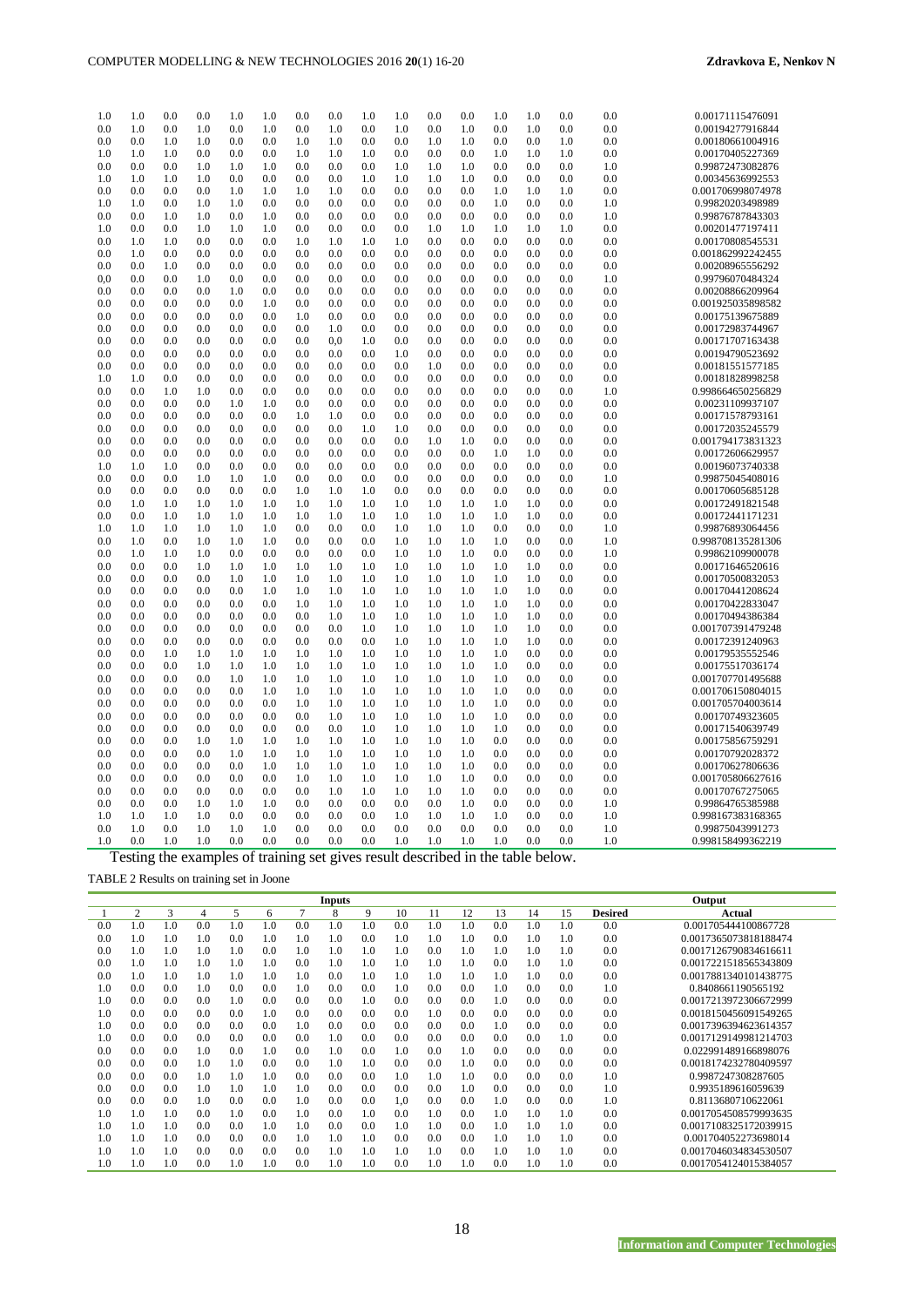| | | | | | | | | | | | | | | | | |
|---|---|---|---|---|---|---|---|---|---|---|---|---|---|---|---|---|
| 1.0 | 1.0 | 0.0 | 0.0 | 1.0 | 1.0 | 0.0 | 0.0 | 1.0 | 1.0 | 0.0 | 0.0 | 1.0 | 1.0 | 0.0 | 0.0 | 0.00171115476091 |
| 0.0 | 1.0 | 0.0 | 1.0 | 0.0 | 1.0 | 0.0 | 1.0 | 0.0 | 1.0 | 0.0 | 1.0 | 0.0 | 1.0 | 0.0 | 0.0 | 0.00194277916844 |
| 0.0 | 0.0 | 1.0 | 1.0 | 0.0 | 0.0 | 1.0 | 1.0 | 0.0 | 0.0 | 1.0 | 1.0 | 0.0 | 0.0 | 1.0 | 0.0 | 0.00180661004916 |
| 1.0 | 1.0 | 1.0 | 0.0 | 0.0 | 0.0 | 1.0 | 1.0 | 1.0 | 0.0 | 0.0 | 0.0 | 1.0 | 1.0 | 1.0 | 0.0 | 0.00170405227369 |
| 0.0 | 0.0 | 0.0 | 1.0 | 1.0 | 1.0 | 0.0 | 0.0 | 0.0 | 1.0 | 1.0 | 1.0 | 0.0 | 0.0 | 0.0 | 1.0 | 0.99872473082876 |
| 1.0 | 1.0 | 1.0 | 0.0 | 0.0 | 0.0 | 0.0 | 0.0 | 1.0 | 1.0 | 1.0 | 1.0 | 0.0 | 0.0 | 0.0 | 0.0 | 0.00345636992553 |
| 0.0 | 0.0 | 0.0 | 0.0 | 1.0 | 1.0 | 1.0 | 1.0 | 0.0 | 0.0 | 0.0 | 0.0 | 1.0 | 1.0 | 1.0 | 0.0 | 0.001706998074978 |
| 1.0 | 1.0 | 0.0 | 1.0 | 1.0 | 0.0 | 0.0 | 0.0 | 0.0 | 0.0 | 0.0 | 0.0 | 1.0 | 0.0 | 0.0 | 1.0 | 0.99820203498989 |
| 0.0 | 0.0 | 1.0 | 1.0 | 0.0 | 1.0 | 0.0 | 0.0 | 0.0 | 0.0 | 0.0 | 0.0 | 0.0 | 0.0 | 0.0 | 1.0 | 0.99876787843303 |
| 1.0 | 0.0 | 0.0 | 1.0 | 1.0 | 1.0 | 0.0 | 0.0 | 0.0 | 0.0 | 1.0 | 1.0 | 1.0 | 1.0 | 1.0 | 0.0 | 0.00201477197411 |
| 0.0 | 1.0 | 1.0 | 0.0 | 0.0 | 0.0 | 1.0 | 1.0 | 1.0 | 1.0 | 0.0 | 0.0 | 0.0 | 0.0 | 0.0 | 0.0 | 0.00170808545531 |
| 0.0 | 1.0 | 0.0 | 0.0 | 0.0 | 0.0 | 0.0 | 0.0 | 0.0 | 0.0 | 0.0 | 0.0 | 0.0 | 0.0 | 0.0 | 0.0 | 0.001862992242455 |
| 0.0 | 0.0 | 1.0 | 0.0 | 0.0 | 0.0 | 0.0 | 0.0 | 0.0 | 0.0 | 0.0 | 0.0 | 0.0 | 0.0 | 0.0 | 0.0 | 0.00208965556292 |
| 0,0 | 0.0 | 0.0 | 1.0 | 0.0 | 0.0 | 0.0 | 0.0 | 0.0 | 0.0 | 0.0 | 0.0 | 0.0 | 0.0 | 0.0 | 1.0 | 0.99796070484324 |
| 0.0 | 0.0 | 0.0 | 0.0 | 1.0 | 0.0 | 0.0 | 0.0 | 0.0 | 0.0 | 0.0 | 0.0 | 0.0 | 0.0 | 0.0 | 0.0 | 0.00208866209964 |
| 0.0 | 0.0 | 0.0 | 0.0 | 0.0 | 1.0 | 0.0 | 0.0 | 0.0 | 0.0 | 0.0 | 0.0 | 0.0 | 0.0 | 0.0 | 0.0 | 0.001925035898582 |
| 0.0 | 0.0 | 0.0 | 0.0 | 0.0 | 0.0 | 1.0 | 0.0 | 0.0 | 0.0 | 0.0 | 0.0 | 0.0 | 0.0 | 0.0 | 0.0 | 0.00175139675889 |
| 0.0 | 0.0 | 0.0 | 0.0 | 0.0 | 0.0 | 0.0 | 1.0 | 0.0 | 0.0 | 0.0 | 0.0 | 0.0 | 0.0 | 0.0 | 0.0 | 0.00172983744967 |
| 0.0 | 0.0 | 0.0 | 0.0 | 0.0 | 0.0 | 0.0 | 0,0 | 1.0 | 0.0 | 0.0 | 0.0 | 0.0 | 0.0 | 0.0 | 0.0 | 0.00171707163438 |
| 0.0 | 0.0 | 0.0 | 0.0 | 0.0 | 0.0 | 0.0 | 0.0 | 0.0 | 1.0 | 0.0 | 0.0 | 0.0 | 0.0 | 0.0 | 0.0 | 0.00194790523692 |
| 0.0 | 0.0 | 0.0 | 0.0 | 0.0 | 0.0 | 0.0 | 0.0 | 0.0 | 0.0 | 1.0 | 0.0 | 0.0 | 0.0 | 0.0 | 0.0 | 0.00181551577185 |
| 1.0 | 1.0 | 0.0 | 0.0 | 0.0 | 0.0 | 0.0 | 0.0 | 0.0 | 0.0 | 0.0 | 0.0 | 0.0 | 0.0 | 0.0 | 0.0 | 0.00181828998258 |
| 0.0 | 0.0 | 1.0 | 1.0 | 0.0 | 0.0 | 0.0 | 0.0 | 0.0 | 0.0 | 0.0 | 0.0 | 0.0 | 0.0 | 0.0 | 1.0 | 0.998664650256829 |
| 0.0 | 0.0 | 0.0 | 0.0 | 1.0 | 1.0 | 0.0 | 0.0 | 0.0 | 0.0 | 0.0 | 0.0 | 0.0 | 0.0 | 0.0 | 0.0 | 0.00231109937107 |
| 0.0 | 0.0 | 0.0 | 0.0 | 0.0 | 0.0 | 1.0 | 1.0 | 0.0 | 0.0 | 0.0 | 0.0 | 0.0 | 0.0 | 0.0 | 0.0 | 0.00171578793161 |
| 0.0 | 0.0 | 0.0 | 0.0 | 0.0 | 0.0 | 0.0 | 0.0 | 1.0 | 1.0 | 0.0 | 0.0 | 0.0 | 0.0 | 0.0 | 0.0 | 0.00172035245579 |
| 0.0 | 0.0 | 0.0 | 0.0 | 0.0 | 0.0 | 0.0 | 0.0 | 0.0 | 0.0 | 1.0 | 1.0 | 0.0 | 0.0 | 0.0 | 0.0 | 0.001794173831323 |
| 0.0 | 0.0 | 0.0 | 0.0 | 0.0 | 0.0 | 0.0 | 0.0 | 0.0 | 0.0 | 0.0 | 0.0 | 1.0 | 1.0 | 0.0 | 0.0 | 0.00172606629957 |
| 1.0 | 1.0 | 1.0 | 0.0 | 0.0 | 0.0 | 0.0 | 0.0 | 0.0 | 0.0 | 0.0 | 0.0 | 0.0 | 0.0 | 0.0 | 0.0 | 0.00196073740338 |
| 0.0 | 0.0 | 0.0 | 1.0 | 1.0 | 1.0 | 0.0 | 0.0 | 0.0 | 0.0 | 0.0 | 0.0 | 0.0 | 0.0 | 0.0 | 1.0 | 0.99875045408016 |
| 0.0 | 0.0 | 0.0 | 0.0 | 0.0 | 0.0 | 1.0 | 1.0 | 1.0 | 0.0 | 0.0 | 0.0 | 0.0 | 0.0 | 0.0 | 0.0 | 0.00170605685128 |
| 0.0 | 1.0 | 1.0 | 1.0 | 1.0 | 1.0 | 1.0 | 1.0 | 1.0 | 1.0 | 1.0 | 1.0 | 1.0 | 1.0 | 0.0 | 0.0 | 0.00172491821548 |
| 0.0 | 0.0 | 1.0 | 1.0 | 1.0 | 1.0 | 1.0 | 1.0 | 1.0 | 1.0 | 1.0 | 1.0 | 1.0 | 1.0 | 0.0 | 0.0 | 0.00172441171231 |
| 1.0 | 1.0 | 1.0 | 1.0 | 1.0 | 1.0 | 0.0 | 0.0 | 0.0 | 1.0 | 1.0 | 1.0 | 0.0 | 0.0 | 0.0 | 1.0 | 0.99876893064456 |
| 0.0 | 1.0 | 0.0 | 1.0 | 1.0 | 1.0 | 0.0 | 0.0 | 0.0 | 1.0 | 1.0 | 1.0 | 1.0 | 0.0 | 0.0 | 1.0 | 0.998708135281306 |
| 0.0 | 1.0 | 1.0 | 1.0 | 0.0 | 0.0 | 0.0 | 0.0 | 0.0 | 1.0 | 1.0 | 1.0 | 0.0 | 0.0 | 0.0 | 1.0 | 0.99862109900078 |
| 0.0 | 0.0 | 0.0 | 1.0 | 1.0 | 1.0 | 1.0 | 1.0 | 1.0 | 1.0 | 1.0 | 1.0 | 1.0 | 1.0 | 0.0 | 0.0 | 0.00171646520616 |
| 0.0 | 0.0 | 0.0 | 0.0 | 1.0 | 1.0 | 1.0 | 1.0 | 1.0 | 1.0 | 1.0 | 1.0 | 1.0 | 1.0 | 0.0 | 0.0 | 0.00170500832053 |
| 0.0 | 0.0 | 0.0 | 0.0 | 0.0 | 1.0 | 1.0 | 1.0 | 1.0 | 1.0 | 1.0 | 1.0 | 1.0 | 1.0 | 0.0 | 0.0 | 0.00170441208624 |
| 0.0 | 0.0 | 0.0 | 0.0 | 0.0 | 0.0 | 1.0 | 1.0 | 1.0 | 1.0 | 1.0 | 1.0 | 1.0 | 1.0 | 0.0 | 0.0 | 0.00170422833047 |
| 0.0 | 0.0 | 0.0 | 0.0 | 0.0 | 0.0 | 0.0 | 1.0 | 1.0 | 1.0 | 1.0 | 1.0 | 1.0 | 1.0 | 0.0 | 0.0 | 0.00170494386384 |
| 0.0 | 0.0 | 0.0 | 0.0 | 0.0 | 0.0 | 0.0 | 0.0 | 1.0 | 1.0 | 1.0 | 1.0 | 1.0 | 1.0 | 0.0 | 0.0 | 0.001707391479248 |
| 0.0 | 0.0 | 0.0 | 0.0 | 0.0 | 0.0 | 0.0 | 0.0 | 0.0 | 1.0 | 1.0 | 1.0 | 1.0 | 1.0 | 0.0 | 0.0 | 0.00172391240963 |
| 0.0 | 0.0 | 1.0 | 1.0 | 1.0 | 1.0 | 1.0 | 1.0 | 1.0 | 1.0 | 1.0 | 1.0 | 1.0 | 0.0 | 0.0 | 0.0 | 0.00179535552546 |
| 0.0 | 0.0 | 0.0 | 1.0 | 1.0 | 1.0 | 1.0 | 1.0 | 1.0 | 1.0 | 1.0 | 1.0 | 1.0 | 0.0 | 0.0 | 0.0 | 0.00175517036174 |
| 0.0 | 0.0 | 0.0 | 0.0 | 1.0 | 1.0 | 1.0 | 1.0 | 1.0 | 1.0 | 1.0 | 1.0 | 1.0 | 0.0 | 0.0 | 0.0 | 0.001707701495688 |
| 0.0 | 0.0 | 0.0 | 0.0 | 0.0 | 1.0 | 1.0 | 1.0 | 1.0 | 1.0 | 1.0 | 1.0 | 1.0 | 0.0 | 0.0 | 0.0 | 0.001706150804015 |
| 0.0 | 0.0 | 0.0 | 0.0 | 0.0 | 0.0 | 1.0 | 1.0 | 1.0 | 1.0 | 1.0 | 1.0 | 1.0 | 0.0 | 0.0 | 0.0 | 0.001705704003614 |
| 0.0 | 0.0 | 0.0 | 0.0 | 0.0 | 0.0 | 0.0 | 1.0 | 1.0 | 1.0 | 1.0 | 1.0 | 1.0 | 0.0 | 0.0 | 0.0 | 0.00170749323605 |
| 0.0 | 0.0 | 0.0 | 0.0 | 0.0 | 0.0 | 0.0 | 0.0 | 1.0 | 1.0 | 1.0 | 1.0 | 1.0 | 0.0 | 0.0 | 0.0 | 0.00171540639749 |
| 0.0 | 0.0 | 0.0 | 1.0 | 1.0 | 1.0 | 1.0 | 1.0 | 1.0 | 1.0 | 1.0 | 1.0 | 0.0 | 0.0 | 0.0 | 0.0 | 0.00175856759291 |
| 0.0 | 0.0 | 0.0 | 0.0 | 1.0 | 1.0 | 1.0 | 1.0 | 1.0 | 1.0 | 1.0 | 1.0 | 0.0 | 0.0 | 0.0 | 0.0 | 0.00170792028372 |
| 0.0 | 0.0 | 0.0 | 0.0 | 0.0 | 1.0 | 1.0 | 1.0 | 1.0 | 1.0 | 1.0 | 1.0 | 0.0 | 0.0 | 0.0 | 0.0 | 0.00170627806636 |
| 0.0 | 0.0 | 0.0 | 0.0 | 0.0 | 0.0 | 1.0 | 1.0 | 1.0 | 1.0 | 1.0 | 1.0 | 0.0 | 0.0 | 0.0 | 0.0 | 0.001705806627616 |
| 0.0 | 0.0 | 0.0 | 0.0 | 0.0 | 0.0 | 0.0 | 1.0 | 1.0 | 1.0 | 1.0 | 1.0 | 0.0 | 0.0 | 0.0 | 0.0 | 0.00170767275065 |
| 0.0 | 0.0 | 0.0 | 1.0 | 1.0 | 1.0 | 0.0 | 0.0 | 0.0 | 0.0 | 0.0 | 1.0 | 0.0 | 0.0 | 0.0 | 1.0 | 0.99864765385988 |
| 1.0 | 1.0 | 1.0 | 0.0 | 0.0 | 0.0 | 0.0 | 0.0 | 0.0 | 1.0 | 1.0 | 1.0 | 1.0 | 0.0 | 0.0 | 1.0 | 0.998167383168365 |
| 0.0 | 1.0 | 0.0 | 1.0 | 1.0 | 1.0 | 0.0 | 0.0 | 0.0 | 0.0 | 0.0 | 0.0 | 0.0 | 0.0 | 0.0 | 1.0 | 0.99875043991273 |
| 1.0 | 0.0 | 1.0 | 1.0 | 0.0 | 0.0 | 0.0 | 0.0 | 0.0 | 1.0 | 1.0 | 1.0 | 1.0 | 0.0 | 0.0 | 1.0 | 0.998158499362219 |

Testing the examples of training set gives result described in the table below.

TABLE 2 Results on training set in Joone

| Inputs | | | | | | | | | | | | | | | Output | |
|---|---|---|---|---|---|---|---|---|---|---|---|---|---|---|---|---|
| 1 | 2 | 3 | 4 | 5 | 6 | 7 | 8 | 9 | 10 | 11 | 12 | 13 | 14 | 15 | **Desired** | **Actual** |
| 0.0 | 1.0 | 1.0 | 0.0 | 1.0 | 1.0 | 0.0 | 1.0 | 1.0 | 0.0 | 1.0 | 1.0 | 0.0 | 1.0 | 1.0 | 0.0 | 0.0017054441008677 28 |
| 0.0 | 1.0 | 1.0 | 1.0 | 0.0 | 1.0 | 1.0 | 1.0 | 0.0 | 1.0 | 1.0 | 1.0 | 0.0 | 1.0 | 1.0 | 0.0 | 0.0017365073818188474 |
| 0.0 | 1.0 | 1.0 | 1.0 | 1.0 | 0.0 | 1.0 | 1.0 | 1.0 | 1.0 | 0.0 | 1.0 | 1.0 | 1.0 | 1.0 | 0.0 | 0.0017126790834616611 |
| 0.0 | 1.0 | 1.0 | 1.0 | 1.0 | 1.0 | 0.0 | 1.0 | 1.0 | 1.0 | 1.0 | 1.0 | 0.0 | 1.0 | 1.0 | 0.0 | 0.0017221518565343809 |
| 0.0 | 1.0 | 1.0 | 1.0 | 1.0 | 1.0 | 1.0 | 0.0 | 1.0 | 1.0 | 1.0 | 1.0 | 1.0 | 1.0 | 0.0 | 0.0 | 0.0017881340101438775 |
| 1.0 | 0.0 | 0.0 | 1.0 | 0.0 | 0.0 | 1.0 | 0.0 | 0.0 | 1.0 | 0.0 | 0.0 | 1.0 | 0.0 | 0.0 | 1.0 | 0.840866119056519 2 |
| 1.0 | 0.0 | 0.0 | 0.0 | 1.0 | 0.0 | 0.0 | 0.0 | 1.0 | 0.0 | 0.0 | 0.0 | 1.0 | 0.0 | 0.0 | 0.0 | 0.0017213972306672999 |
| 1.0 | 0.0 | 0.0 | 0.0 | 0.0 | 1.0 | 0.0 | 0.0 | 0.0 | 0.0 | 1.0 | 0.0 | 0.0 | 0.0 | 0.0 | 0.0 | 0.0018150456091549265 |
| 1.0 | 0.0 | 0.0 | 0.0 | 0.0 | 0.0 | 1.0 | 0.0 | 0.0 | 0.0 | 0.0 | 0.0 | 1.0 | 0.0 | 0.0 | 0.0 | 0.0017396394623614357 |
| 1.0 | 0.0 | 0.0 | 0.0 | 0.0 | 0.0 | 0.0 | 1.0 | 0.0 | 0.0 | 0.0 | 0.0 | 0.0 | 0.0 | 1.0 | 0.0 | 0.0017129149981214703 |
| 0.0 | 0.0 | 0.0 | 1.0 | 0.0 | 1.0 | 0.0 | 1.0 | 0.0 | 1.0 | 0.0 | 1.0 | 0.0 | 0.0 | 0.0 | 0.0 | 0.022991489166898076 |
| 0.0 | 0.0 | 0.0 | 1.0 | 1.0 | 0.0 | 0.0 | 1.0 | 1.0 | 0.0 | 0.0 | 1.0 | 0.0 | 0.0 | 0.0 | 0.0 | 0.0018174232780409597 |
| 0.0 | 0.0 | 0.0 | 1.0 | 1.0 | 1.0 | 0.0 | 0.0 | 0.0 | 1.0 | 1.0 | 1.0 | 0.0 | 0.0 | 0.0 | 1.0 | 0.9987247308287605 |
| 0.0 | 0.0 | 0.0 | 1.0 | 1.0 | 1.0 | 1.0 | 0.0 | 0.0 | 0.0 | 0.0 | 1.0 | 0.0 | 0.0 | 0.0 | 1.0 | 0.9935189616059639 |
| 0.0 | 0.0 | 0.0 | 1.0 | 0.0 | 0.0 | 1.0 | 0.0 | 0.0 | 1,0 | 0.0 | 0.0 | 1.0 | 0.0 | 0.0 | 1.0 | 0.8113680710622061 |
| 1.0 | 1.0 | 1.0 | 0.0 | 1.0 | 0.0 | 1.0 | 0.0 | 1.0 | 0.0 | 1.0 | 0.0 | 1.0 | 1.0 | 1.0 | 0.0 | 0.0017054508579993635 |
| 1.0 | 1.0 | 1.0 | 0.0 | 0.0 | 1.0 | 1.0 | 0.0 | 0.0 | 1.0 | 1.0 | 0.0 | 1.0 | 1.0 | 1.0 | 0.0 | 0.0017108325172039915 |
| 1.0 | 1.0 | 1.0 | 0.0 | 0.0 | 0.0 | 1.0 | 1.0 | 1.0 | 0.0 | 0.0 | 0.0 | 1.0 | 1.0 | 1.0 | 0.0 | 0.001704052273698014 |
| 1.0 | 1.0 | 1.0 | 0.0 | 0.0 | 0.0 | 0.0 | 1.0 | 1.0 | 1.0 | 1.0 | 0.0 | 1.0 | 1.0 | 1.0 | 0.0 | 0.0017046034834530507 |
| 1.0 | 1.0 | 1.0 | 0.0 | 1.0 | 1.0 | 0.0 | 1.0 | 1.0 | 0.0 | 1.0 | 1.0 | 0.0 | 1.0 | 1.0 | 0.0 | 0.0017054124015384057 |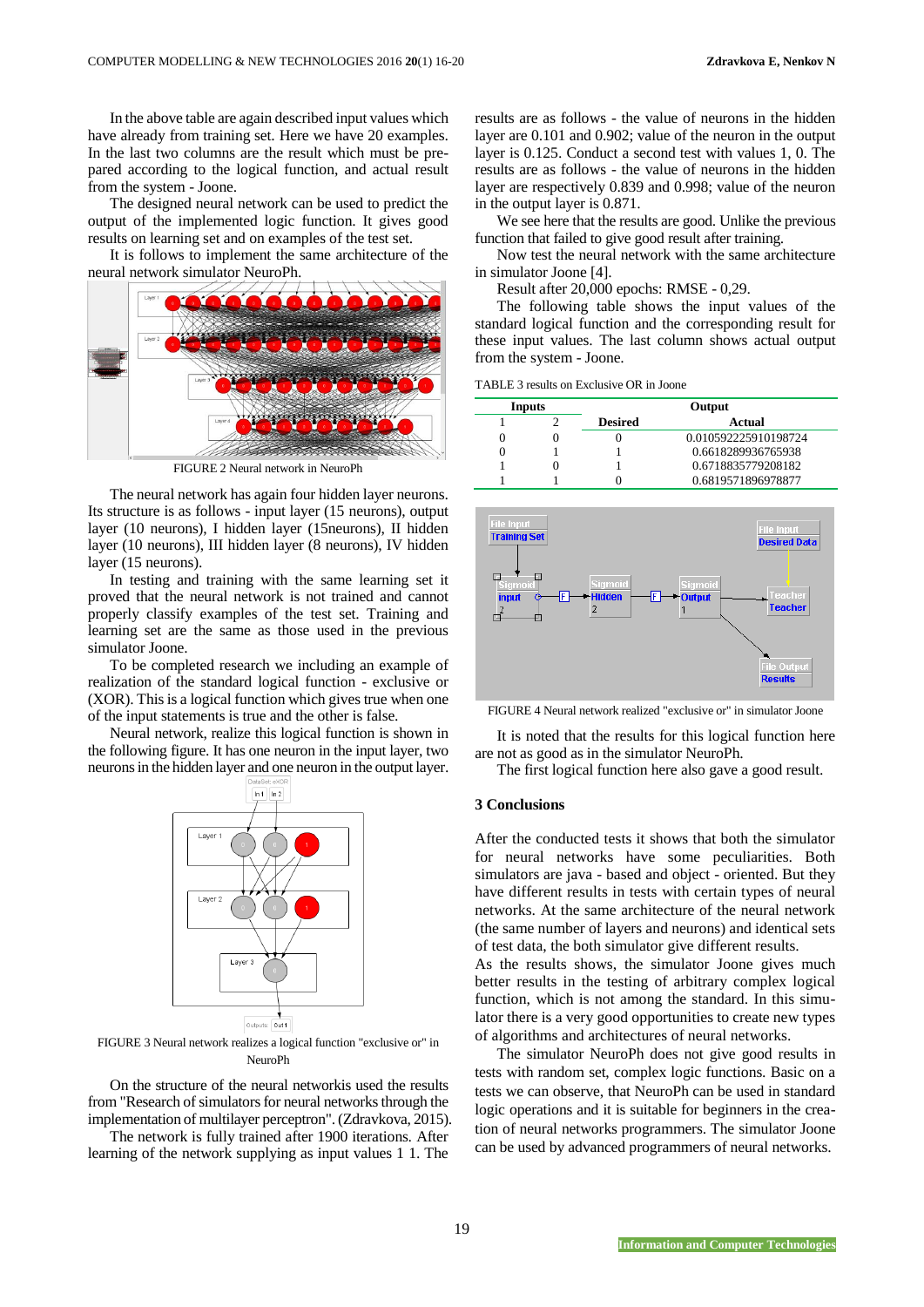In the above table are again described input values which have already from training set. Here we have 20 examples. In the last two columns are the result which must be prepared according to the logical function, and actual result from the system - Joone.

The designed neural network can be used to predict the output of the implemented logic function. It gives good results on learning set and on examples of the test set.

It is follows to implement the same architecture of the neural network simulator NeuroPh.

FIGURE 2 Neural network in NeuroPh

The neural network has again four hidden layer neurons. Its structure is as follows - input layer (15 neurons), output layer (10 neurons), I hidden layer (15neurons), II hidden layer (10 neurons), III hidden layer (8 neurons), IV hidden layer (15 neurons).

In testing and training with the same learning set it proved that the neural network is not trained and cannot properly classify examples of the test set. Training and learning set are the same as those used in the previous simulator Joone.

To be completed research we including an example of realization of the standard logical function - exclusive or (XOR). This is a logical function which gives true when one of the input statements is true and the other is false.

Neural network, realize this logical function is shown in the following figure. It has one neuron in the input layer, two neurons in the hidden layer and one neuron in the output layer.

FIGURE 3 Neural network realizes a logical function "exclusive or" in NeuroPh

On the structure of the neural networkis used the results from "Research of simulators for neural networks through the implementation of multilayer perceptron". (Zdravkova, 2015).

The network is fully trained after 1900 iterations. After learning of the network supplying as input values 1 1. The results are as follows - the value of neurons in the hidden layer are 0.101 and 0.902; value of the neuron in the output layer is 0.125. Conduct a second test with values 1, 0. The results are as follows - the value of neurons in the hidden layer are respectively 0.839 and 0.998; value of the neuron in the output layer is 0.871.

We see here that the results are good. Unlike the previous function that failed to give good result after training.

Now test the neural network with the same architecture in simulator Joone [4].

Result after 20,000 epochs: RMSE - 0,29.

The following table shows the input values of the standard logical function and the corresponding result for these input values. The last column shows actual output from the system - Joone.

TABLE 3 results on Exclusive OR in Joone

| Inputs | | Output | |
|---|---|---|---|
| 1 | 2 | Desired | Actual |
| 0 | 0 | 0 | 0.010592225910198724 |
| 0 | 1 | 1 | 0.6618289936765938 |
| 1 | 0 | 1 | 0.6718835779208182 |
| 1 | 1 | 0 | 0.6819571896978877 |

FIGURE 4 Neural network realized "exclusive or" in simulator Joone

It is noted that the results for this logical function here are not as good as in the simulator NeuroPh.

The first logical function here also gave a good result.

## 3 Conclusions

After the conducted tests it shows that both the simulator for neural networks have some peculiarities. Both simulators are java - based and object - oriented. But they have different results in tests with certain types of neural networks. At the same architecture of the neural network (the same number of layers and neurons) and identical sets of test data, the both simulator give different results.

As the results shows, the simulator Joone gives much better results in the testing of arbitrary complex logical function, which is not among the standard. In this simulator there is a very good opportunities to create new types of algorithms and architectures of neural networks.

The simulator NeuroPh does not give good results in tests with random set, complex logic functions. Basic on a tests we can observe, that NeuroPh can be used in standard logic operations and it is suitable for beginners in the creation of neural networks programmers. The simulator Joone can be used by advanced programmers of neural networks.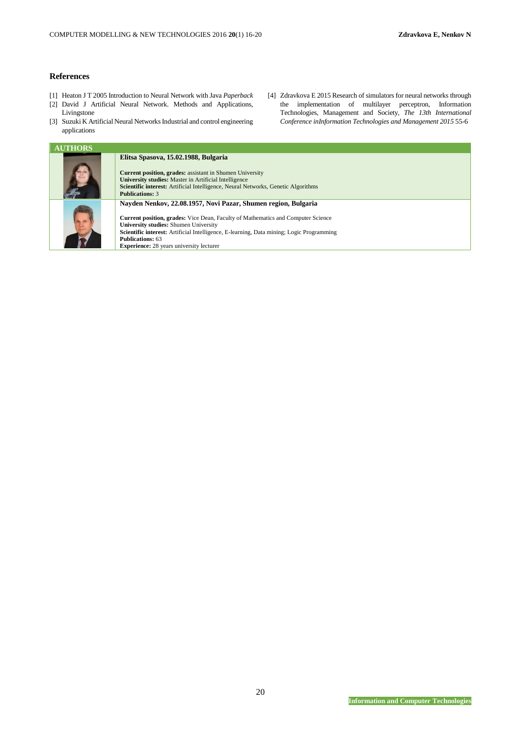## References

[1] Heaton J T 2005 Introduction to Neural Network with Java *Paperback*

[2] David J Artificial Neural Network. Methods and Applications, Livingstone

[3] Suzuki K Artificial Neural Networks Industrial and control engineering applications

[4] Zdravkova E 2015 Research of simulators for neural networks through the implementation of multilayer perceptron, Information Technologies, Management and Society, *The 13th International Conference inInformation Technologies and Management 2015* 55-6

## AUTHORS

**Elitsa Spasova, 15.02.1988, Bulgaria**

**Current position, grades:** assistant in Shumen University
**University studies:** Master in Artificial Intelligence
**Scientific interest:** Artificial Intelligence, Neural Networks, Genetic Algorithms
**Publications:** 3

**Nayden Nenkov, 22.08.1957, Novi Pazar, Shumen region, Bulgaria**

**Current position, grades:** Vice Dean, Faculty of Mathematics and Computer Science
**University studies:** Shumen University
**Scientific interest:** Artificial Intelligence, E-learning, Data mining; Logic Programming
**Publications:** 63
**Experience:** 28 years university lecturer